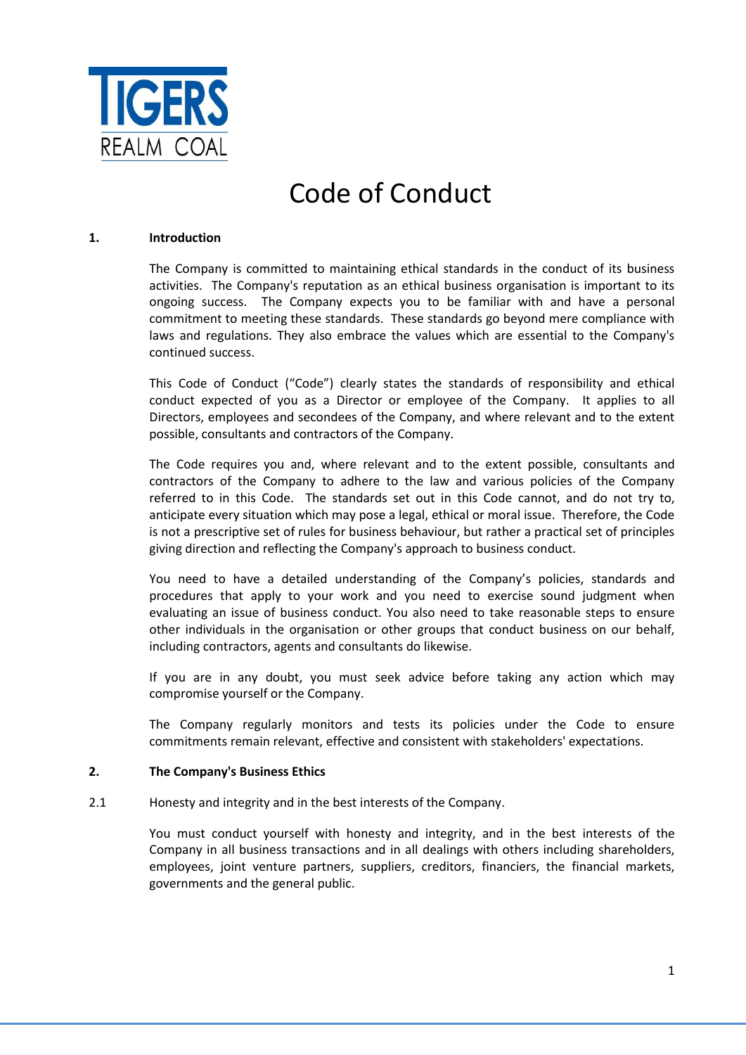TIGERS REALM COAL

# Code of Conduct

## 1. Introduction

The Company is committed to maintaining ethical standards in the conduct of its business activities. The Company's reputation as an ethical business organisation is important to its ongoing success. The Company expects you to be familiar with and have a personal commitment to meeting these standards. These standards go beyond mere compliance with laws and regulations. They also embrace the values which are essential to the Company's continued success.

This Code of Conduct ("Code") clearly states the standards of responsibility and ethical conduct expected of you as a Director or employee of the Company. It applies to all Directors, employees and secondees of the Company, and where relevant and to the extent possible, consultants and contractors of the Company.

The Code requires you and, where relevant and to the extent possible, consultants and contractors of the Company to adhere to the law and various policies of the Company referred to in this Code. The standards set out in this Code cannot, and do not try to, anticipate every situation which may pose a legal, ethical or moral issue. Therefore, the Code is not a prescriptive set of rules for business behaviour, but rather a practical set of principles giving direction and reflecting the Company's approach to business conduct.

You need to have a detailed understanding of the Company's policies, standards and procedures that apply to your work and you need to exercise sound judgment when evaluating an issue of business conduct. You also need to take reasonable steps to ensure other individuals in the organisation or other groups that conduct business on our behalf, including contractors, agents and consultants do likewise.

If you are in any doubt, you must seek advice before taking any action which may compromise yourself or the Company.

The Company regularly monitors and tests its policies under the Code to ensure commitments remain relevant, effective and consistent with stakeholders' expectations.

## 2. The Company's Business Ethics

2.1 Honesty and integrity and in the best interests of the Company.

You must conduct yourself with honesty and integrity, and in the best interests of the Company in all business transactions and in all dealings with others including shareholders, employees, joint venture partners, suppliers, creditors, financiers, the financial markets, governments and the general public.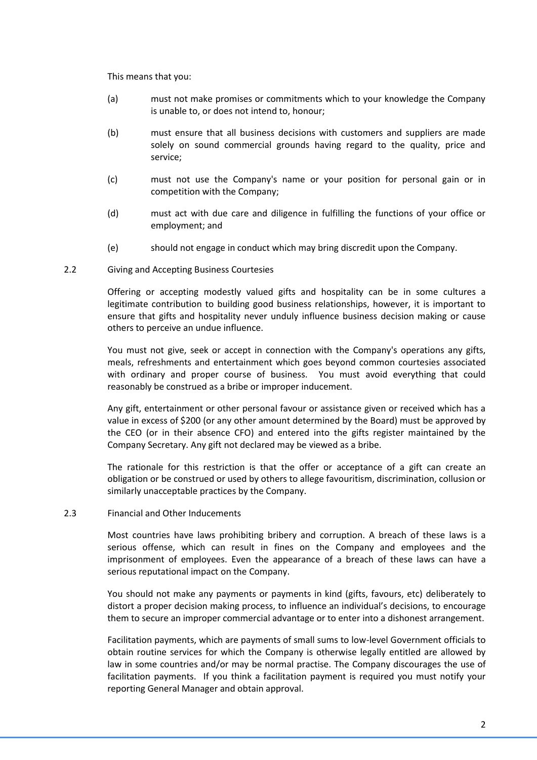This means that you:

(a) must not make promises or commitments which to your knowledge the Company is unable to, or does not intend to, honour;

(b) must ensure that all business decisions with customers and suppliers are made solely on sound commercial grounds having regard to the quality, price and service;

(c) must not use the Company's name or your position for personal gain or in competition with the Company;

(d) must act with due care and diligence in fulfilling the functions of your office or employment; and

(e) should not engage in conduct which may bring discredit upon the Company.

## 2.2 Giving and Accepting Business Courtesies

Offering or accepting modestly valued gifts and hospitality can be in some cultures a legitimate contribution to building good business relationships, however, it is important to ensure that gifts and hospitality never unduly influence business decision making or cause others to perceive an undue influence.

You must not give, seek or accept in connection with the Company's operations any gifts, meals, refreshments and entertainment which goes beyond common courtesies associated with ordinary and proper course of business. You must avoid everything that could reasonably be construed as a bribe or improper inducement.

Any gift, entertainment or other personal favour or assistance given or received which has a value in excess of $200 (or any other amount determined by the Board) must be approved by the CEO (or in their absence CFO) and entered into the gifts register maintained by the Company Secretary. Any gift not declared may be viewed as a bribe.

The rationale for this restriction is that the offer or acceptance of a gift can create an obligation or be construed or used by others to allege favouritism, discrimination, collusion or similarly unacceptable practices by the Company.

## 2.3 Financial and Other Inducements

Most countries have laws prohibiting bribery and corruption. A breach of these laws is a serious offense, which can result in fines on the Company and employees and the imprisonment of employees. Even the appearance of a breach of these laws can have a serious reputational impact on the Company.

You should not make any payments or payments in kind (gifts, favours, etc) deliberately to distort a proper decision making process, to influence an individual's decisions, to encourage them to secure an improper commercial advantage or to enter into a dishonest arrangement.

Facilitation payments, which are payments of small sums to low-level Government officials to obtain routine services for which the Company is otherwise legally entitled are allowed by law in some countries and/or may be normal practise. The Company discourages the use of facilitation payments. If you think a facilitation payment is required you must notify your reporting General Manager and obtain approval.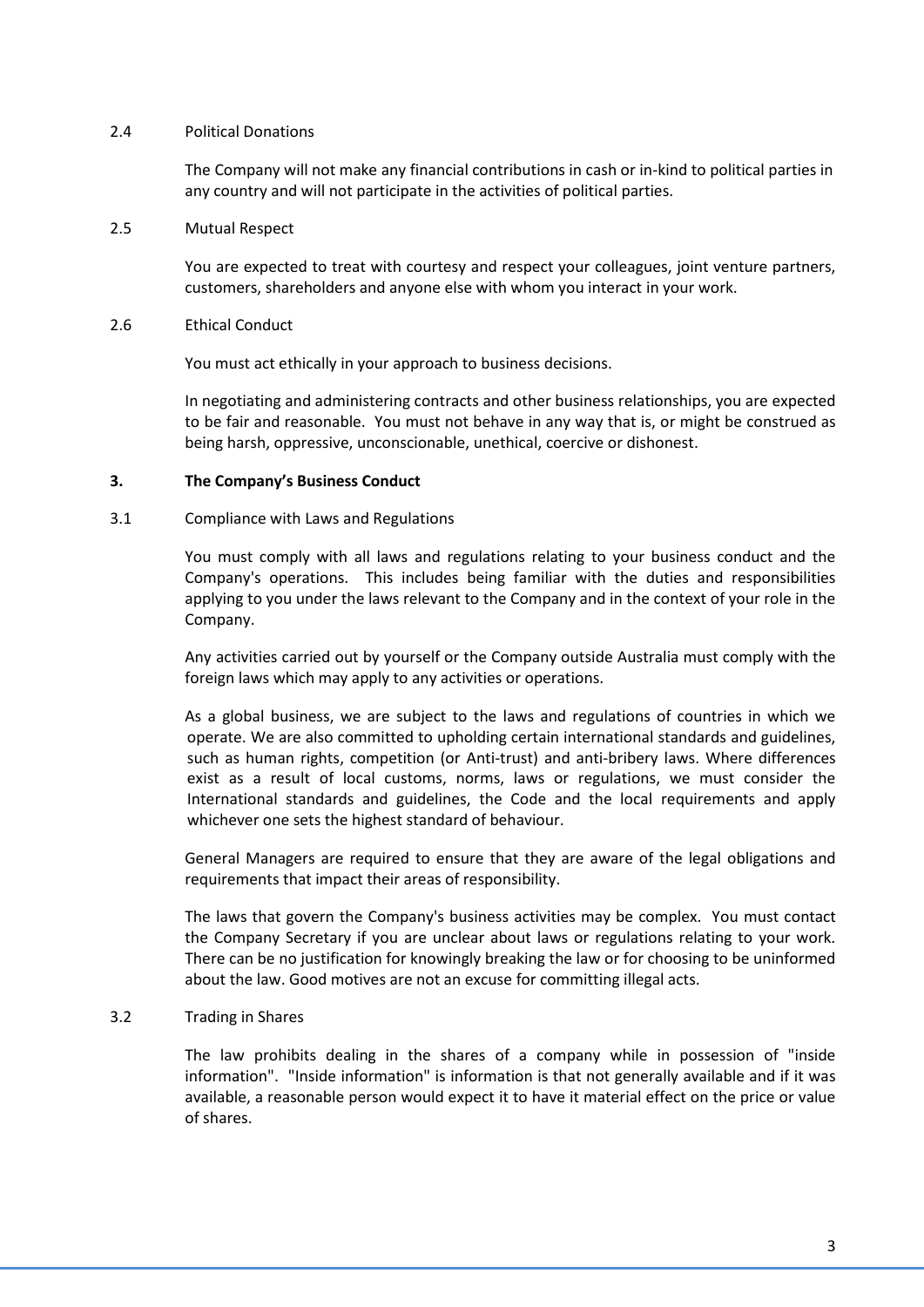2.4 Political Donations

The Company will not make any financial contributions in cash or in-kind to political parties in any country and will not participate in the activities of political parties.

2.5 Mutual Respect

You are expected to treat with courtesy and respect your colleagues, joint venture partners, customers, shareholders and anyone else with whom you interact in your work.

2.6 Ethical Conduct

You must act ethically in your approach to business decisions.

In negotiating and administering contracts and other business relationships, you are expected to be fair and reasonable. You must not behave in any way that is, or might be construed as being harsh, oppressive, unconscionable, unethical, coercive or dishonest.

## 3. The Company's Business Conduct

3.1 Compliance with Laws and Regulations

You must comply with all laws and regulations relating to your business conduct and the Company's operations. This includes being familiar with the duties and responsibilities applying to you under the laws relevant to the Company and in the context of your role in the Company.

Any activities carried out by yourself or the Company outside Australia must comply with the foreign laws which may apply to any activities or operations.

As a global business, we are subject to the laws and regulations of countries in which we operate. We are also committed to upholding certain international standards and guidelines, such as human rights, competition (or Anti-trust) and anti-bribery laws. Where differences exist as a result of local customs, norms, laws or regulations, we must consider the International standards and guidelines, the Code and the local requirements and apply whichever one sets the highest standard of behaviour.

General Managers are required to ensure that they are aware of the legal obligations and requirements that impact their areas of responsibility.

The laws that govern the Company's business activities may be complex. You must contact the Company Secretary if you are unclear about laws or regulations relating to your work. There can be no justification for knowingly breaking the law or for choosing to be uninformed about the law. Good motives are not an excuse for committing illegal acts.

3.2 Trading in Shares

The law prohibits dealing in the shares of a company while in possession of "inside information". "Inside information" is information is that not generally available and if it was available, a reasonable person would expect it to have it material effect on the price or value of shares.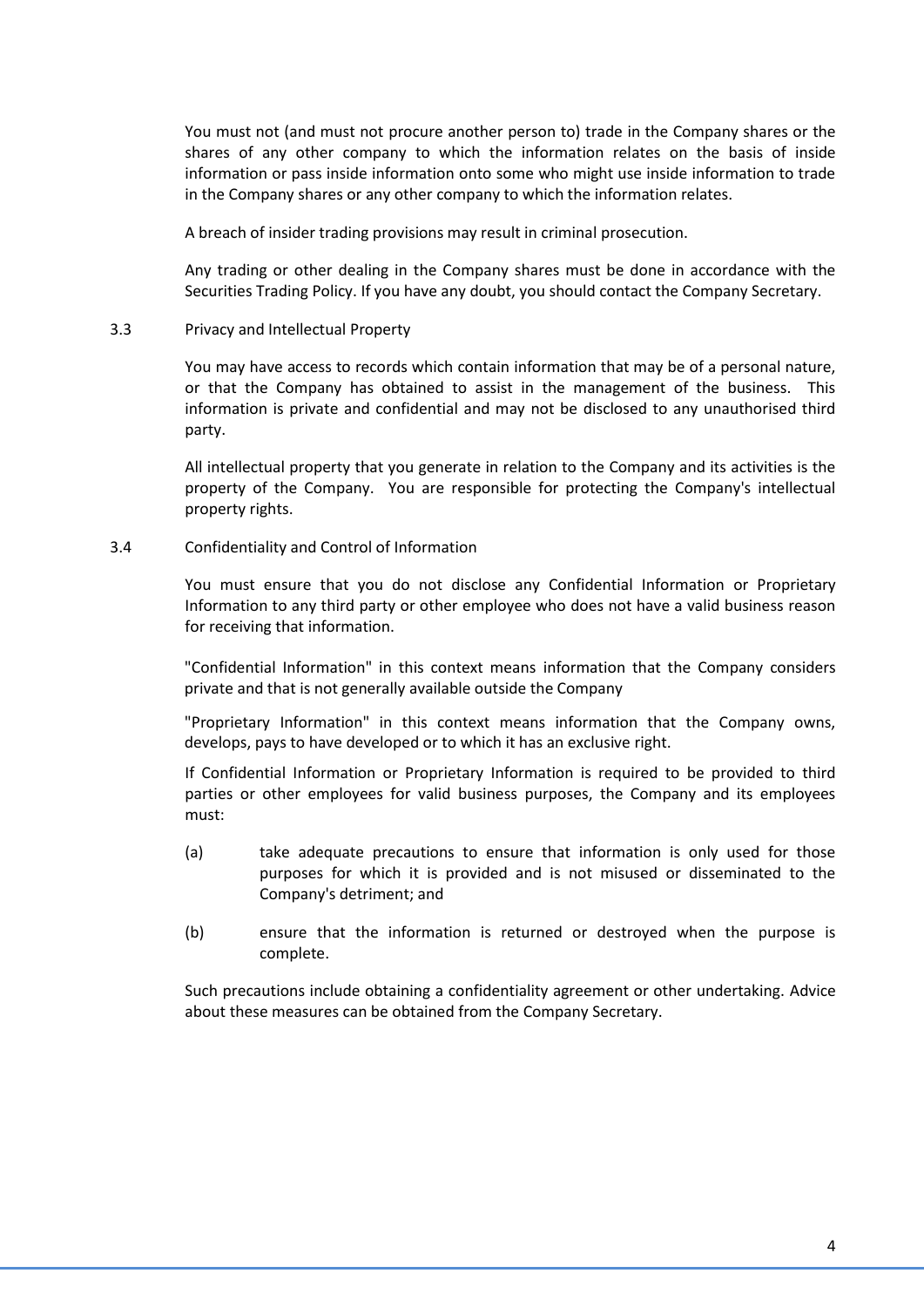You must not (and must not procure another person to) trade in the Company shares or the shares of any other company to which the information relates on the basis of inside information or pass inside information onto some who might use inside information to trade in the Company shares or any other company to which the information relates.

A breach of insider trading provisions may result in criminal prosecution.

Any trading or other dealing in the Company shares must be done in accordance with the Securities Trading Policy. If you have any doubt, you should contact the Company Secretary.

### 3.3 Privacy and Intellectual Property

You may have access to records which contain information that may be of a personal nature, or that the Company has obtained to assist in the management of the business. This information is private and confidential and may not be disclosed to any unauthorised third party.

All intellectual property that you generate in relation to the Company and its activities is the property of the Company. You are responsible for protecting the Company's intellectual property rights.

### 3.4 Confidentiality and Control of Information

You must ensure that you do not disclose any Confidential Information or Proprietary Information to any third party or other employee who does not have a valid business reason for receiving that information.

"Confidential Information" in this context means information that the Company considers private and that is not generally available outside the Company

"Proprietary Information" in this context means information that the Company owns, develops, pays to have developed or to which it has an exclusive right.

If Confidential Information or Proprietary Information is required to be provided to third parties or other employees for valid business purposes, the Company and its employees must:

(a) take adequate precautions to ensure that information is only used for those purposes for which it is provided and is not misused or disseminated to the Company's detriment; and

(b) ensure that the information is returned or destroyed when the purpose is complete.

Such precautions include obtaining a confidentiality agreement or other undertaking. Advice about these measures can be obtained from the Company Secretary.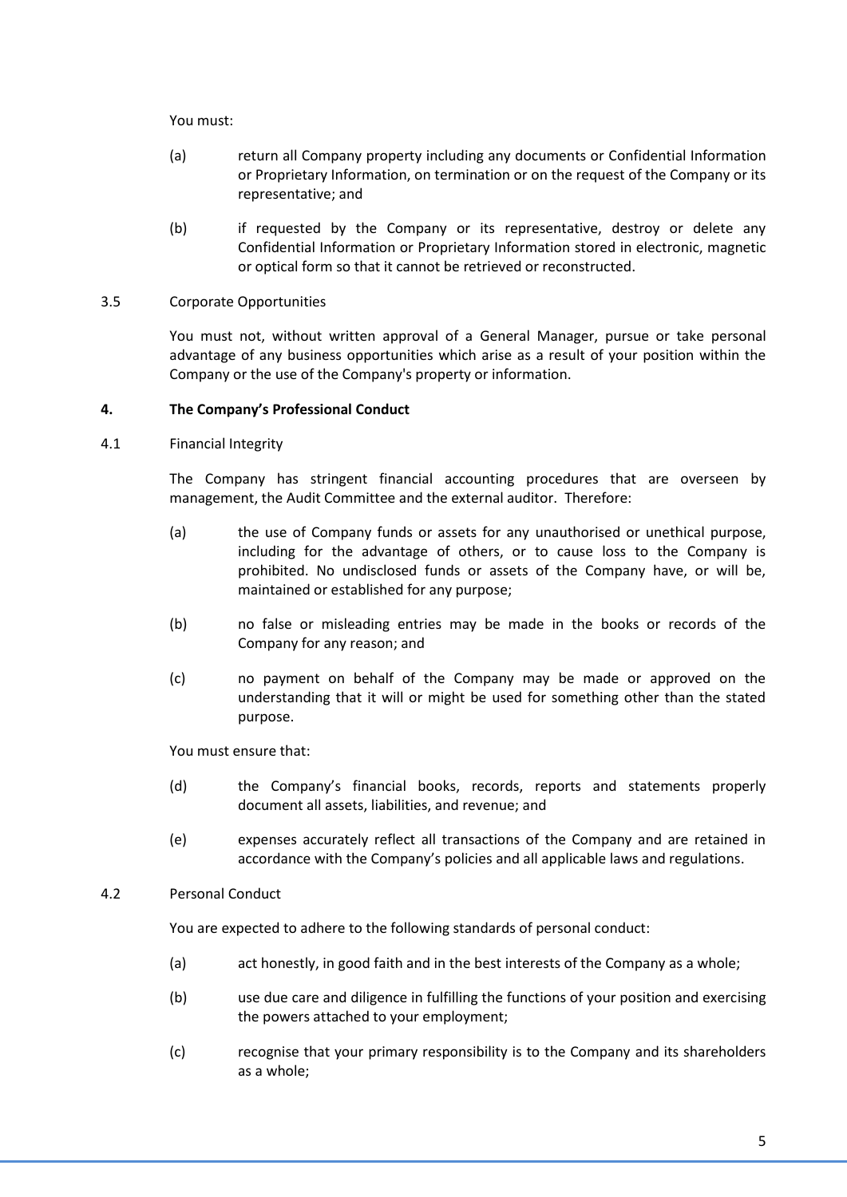You must:

(a) return all Company property including any documents or Confidential Information or Proprietary Information, on termination or on the request of the Company or its representative; and

(b) if requested by the Company or its representative, destroy or delete any Confidential Information or Proprietary Information stored in electronic, magnetic or optical form so that it cannot be retrieved or reconstructed.

3.5 Corporate Opportunities

You must not, without written approval of a General Manager, pursue or take personal advantage of any business opportunities which arise as a result of your position within the Company or the use of the Company's property or information.

**4. The Company's Professional Conduct**

4.1 Financial Integrity

The Company has stringent financial accounting procedures that are overseen by management, the Audit Committee and the external auditor. Therefore:

(a) the use of Company funds or assets for any unauthorised or unethical purpose, including for the advantage of others, or to cause loss to the Company is prohibited. No undisclosed funds or assets of the Company have, or will be, maintained or established for any purpose;

(b) no false or misleading entries may be made in the books or records of the Company for any reason; and

(c) no payment on behalf of the Company may be made or approved on the understanding that it will or might be used for something other than the stated purpose.

You must ensure that:

(d) the Company's financial books, records, reports and statements properly document all assets, liabilities, and revenue; and

(e) expenses accurately reflect all transactions of the Company and are retained in accordance with the Company's policies and all applicable laws and regulations.

4.2 Personal Conduct

You are expected to adhere to the following standards of personal conduct:

(a) act honestly, in good faith and in the best interests of the Company as a whole;

(b) use due care and diligence in fulfilling the functions of your position and exercising the powers attached to your employment;

(c) recognise that your primary responsibility is to the Company and its shareholders as a whole;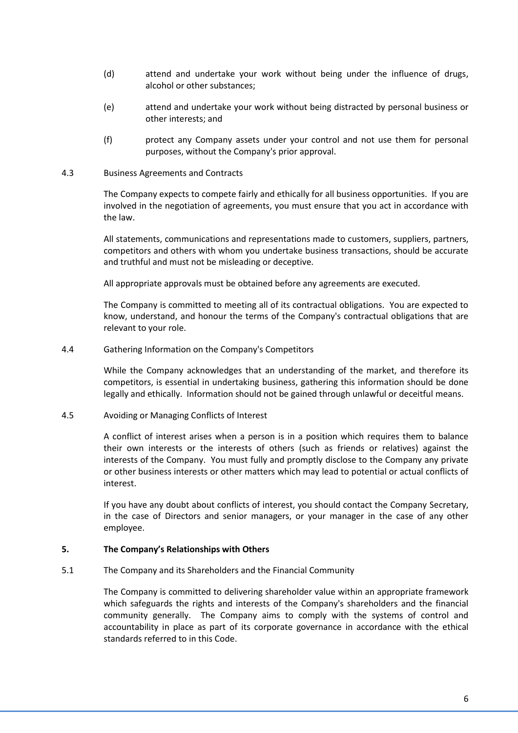(d) attend and undertake your work without being under the influence of drugs, alcohol or other substances;

(e) attend and undertake your work without being distracted by personal business or other interests; and

(f) protect any Company assets under your control and not use them for personal purposes, without the Company's prior approval.

4.3 Business Agreements and Contracts

The Company expects to compete fairly and ethically for all business opportunities. If you are involved in the negotiation of agreements, you must ensure that you act in accordance with the law.

All statements, communications and representations made to customers, suppliers, partners, competitors and others with whom you undertake business transactions, should be accurate and truthful and must not be misleading or deceptive.

All appropriate approvals must be obtained before any agreements are executed.

The Company is committed to meeting all of its contractual obligations. You are expected to know, understand, and honour the terms of the Company's contractual obligations that are relevant to your role.

4.4 Gathering Information on the Company's Competitors

While the Company acknowledges that an understanding of the market, and therefore its competitors, is essential in undertaking business, gathering this information should be done legally and ethically. Information should not be gained through unlawful or deceitful means.

4.5 Avoiding or Managing Conflicts of Interest

A conflict of interest arises when a person is in a position which requires them to balance their own interests or the interests of others (such as friends or relatives) against the interests of the Company. You must fully and promptly disclose to the Company any private or other business interests or other matters which may lead to potential or actual conflicts of interest.

If you have any doubt about conflicts of interest, you should contact the Company Secretary, in the case of Directors and senior managers, or your manager in the case of any other employee.

## 5. The Company's Relationships with Others

5.1 The Company and its Shareholders and the Financial Community

The Company is committed to delivering shareholder value within an appropriate framework which safeguards the rights and interests of the Company's shareholders and the financial community generally. The Company aims to comply with the systems of control and accountability in place as part of its corporate governance in accordance with the ethical standards referred to in this Code.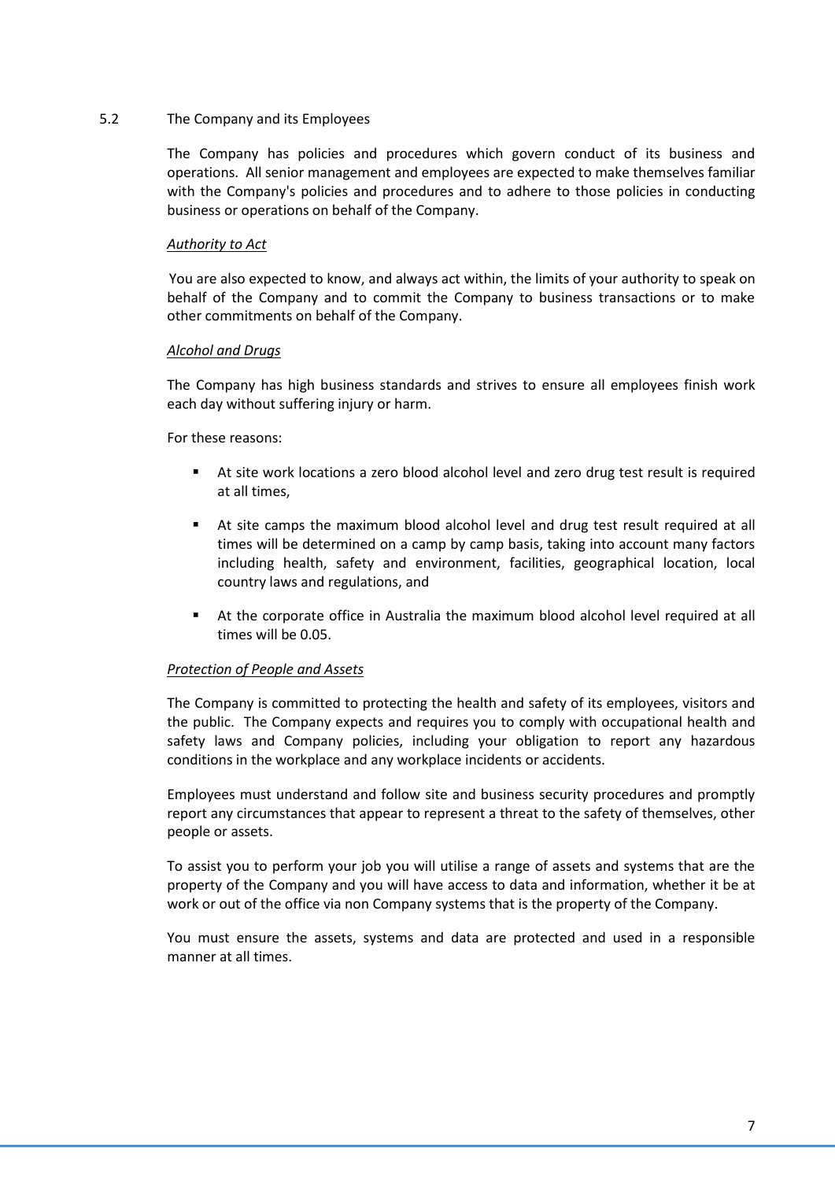## 5.2 The Company and its Employees

The Company has policies and procedures which govern conduct of its business and operations. All senior management and employees are expected to make themselves familiar with the Company's policies and procedures and to adhere to those policies in conducting business or operations on behalf of the Company.

*Authority to Act*

You are also expected to know, and always act within, the limits of your authority to speak on behalf of the Company and to commit the Company to business transactions or to make other commitments on behalf of the Company.

*Alcohol and Drugs*

The Company has high business standards and strives to ensure all employees finish work each day without suffering injury or harm.

For these reasons:

- At site work locations a zero blood alcohol level and zero drug test result is required at all times,
- At site camps the maximum blood alcohol level and drug test result required at all times will be determined on a camp by camp basis, taking into account many factors including health, safety and environment, facilities, geographical location, local country laws and regulations, and
- At the corporate office in Australia the maximum blood alcohol level required at all times will be 0.05.

*Protection of People and Assets*

The Company is committed to protecting the health and safety of its employees, visitors and the public. The Company expects and requires you to comply with occupational health and safety laws and Company policies, including your obligation to report any hazardous conditions in the workplace and any workplace incidents or accidents.

Employees must understand and follow site and business security procedures and promptly report any circumstances that appear to represent a threat to the safety of themselves, other people or assets.

To assist you to perform your job you will utilise a range of assets and systems that are the property of the Company and you will have access to data and information, whether it be at work or out of the office via non Company systems that is the property of the Company.

You must ensure the assets, systems and data are protected and used in a responsible manner at all times.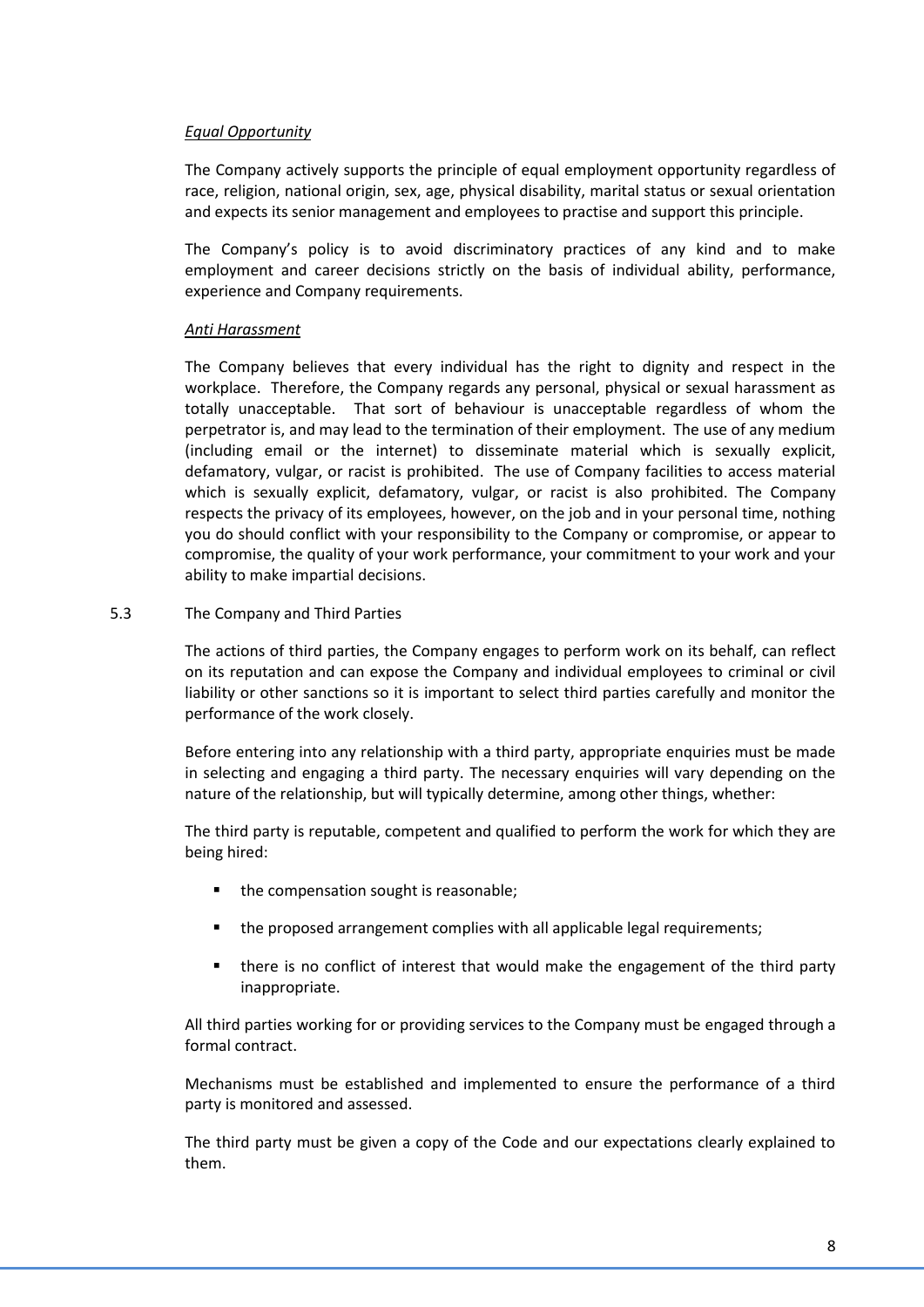*Equal Opportunity*

The Company actively supports the principle of equal employment opportunity regardless of race, religion, national origin, sex, age, physical disability, marital status or sexual orientation and expects its senior management and employees to practise and support this principle.

The Company's policy is to avoid discriminatory practices of any kind and to make employment and career decisions strictly on the basis of individual ability, performance, experience and Company requirements.

*Anti Harassment*

The Company believes that every individual has the right to dignity and respect in the workplace. Therefore, the Company regards any personal, physical or sexual harassment as totally unacceptable. That sort of behaviour is unacceptable regardless of whom the perpetrator is, and may lead to the termination of their employment. The use of any medium (including email or the internet) to disseminate material which is sexually explicit, defamatory, vulgar, or racist is prohibited. The use of Company facilities to access material which is sexually explicit, defamatory, vulgar, or racist is also prohibited. The Company respects the privacy of its employees, however, on the job and in your personal time, nothing you do should conflict with your responsibility to the Company or compromise, or appear to compromise, the quality of your work performance, your commitment to your work and your ability to make impartial decisions.

5.3 The Company and Third Parties

The actions of third parties, the Company engages to perform work on its behalf, can reflect on its reputation and can expose the Company and individual employees to criminal or civil liability or other sanctions so it is important to select third parties carefully and monitor the performance of the work closely.

Before entering into any relationship with a third party, appropriate enquiries must be made in selecting and engaging a third party. The necessary enquiries will vary depending on the nature of the relationship, but will typically determine, among other things, whether:

The third party is reputable, competent and qualified to perform the work for which they are being hired:

- the compensation sought is reasonable;
- the proposed arrangement complies with all applicable legal requirements;
- there is no conflict of interest that would make the engagement of the third party inappropriate.

All third parties working for or providing services to the Company must be engaged through a formal contract.

Mechanisms must be established and implemented to ensure the performance of a third party is monitored and assessed.

The third party must be given a copy of the Code and our expectations clearly explained to them.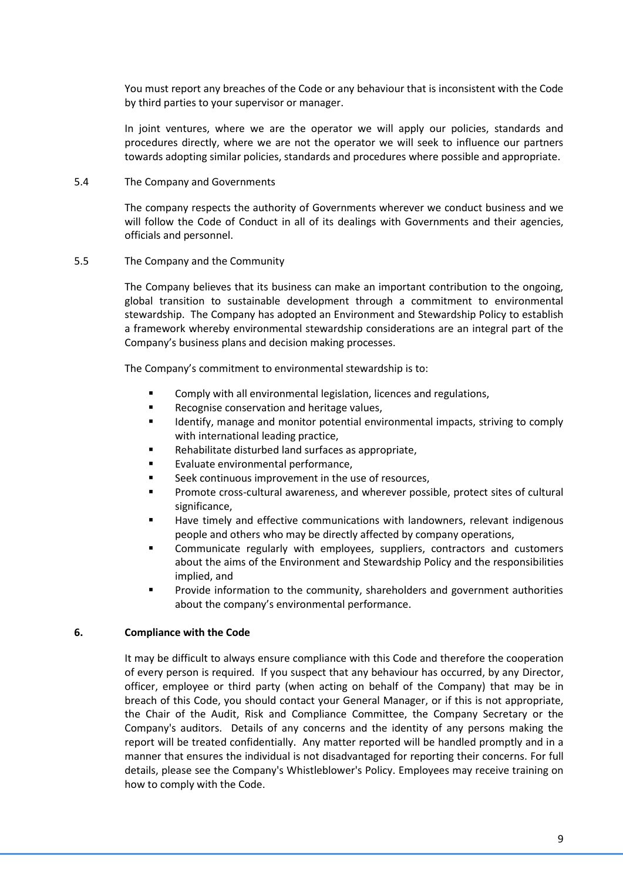You must report any breaches of the Code or any behaviour that is inconsistent with the Code by third parties to your supervisor or manager.

In joint ventures, where we are the operator we will apply our policies, standards and procedures directly, where we are not the operator we will seek to influence our partners towards adopting similar policies, standards and procedures where possible and appropriate.

### 5.4 The Company and Governments

The company respects the authority of Governments wherever we conduct business and we will follow the Code of Conduct in all of its dealings with Governments and their agencies, officials and personnel.

### 5.5 The Company and the Community

The Company believes that its business can make an important contribution to the ongoing, global transition to sustainable development through a commitment to environmental stewardship. The Company has adopted an Environment and Stewardship Policy to establish a framework whereby environmental stewardship considerations are an integral part of the Company's business plans and decision making processes.

The Company's commitment to environmental stewardship is to:

- Comply with all environmental legislation, licences and regulations,
- Recognise conservation and heritage values,
- Identify, manage and monitor potential environmental impacts, striving to comply with international leading practice,
- Rehabilitate disturbed land surfaces as appropriate,
- Evaluate environmental performance,
- Seek continuous improvement in the use of resources,
- Promote cross-cultural awareness, and wherever possible, protect sites of cultural significance,
- Have timely and effective communications with landowners, relevant indigenous people and others who may be directly affected by company operations,
- Communicate regularly with employees, suppliers, contractors and customers about the aims of the Environment and Stewardship Policy and the responsibilities implied, and
- Provide information to the community, shareholders and government authorities about the company's environmental performance.

## 6. Compliance with the Code

It may be difficult to always ensure compliance with this Code and therefore the cooperation of every person is required. If you suspect that any behaviour has occurred, by any Director, officer, employee or third party (when acting on behalf of the Company) that may be in breach of this Code, you should contact your General Manager, or if this is not appropriate, the Chair of the Audit, Risk and Compliance Committee, the Company Secretary or the Company's auditors. Details of any concerns and the identity of any persons making the report will be treated confidentially. Any matter reported will be handled promptly and in a manner that ensures the individual is not disadvantaged for reporting their concerns. For full details, please see the Company's Whistleblower's Policy. Employees may receive training on how to comply with the Code.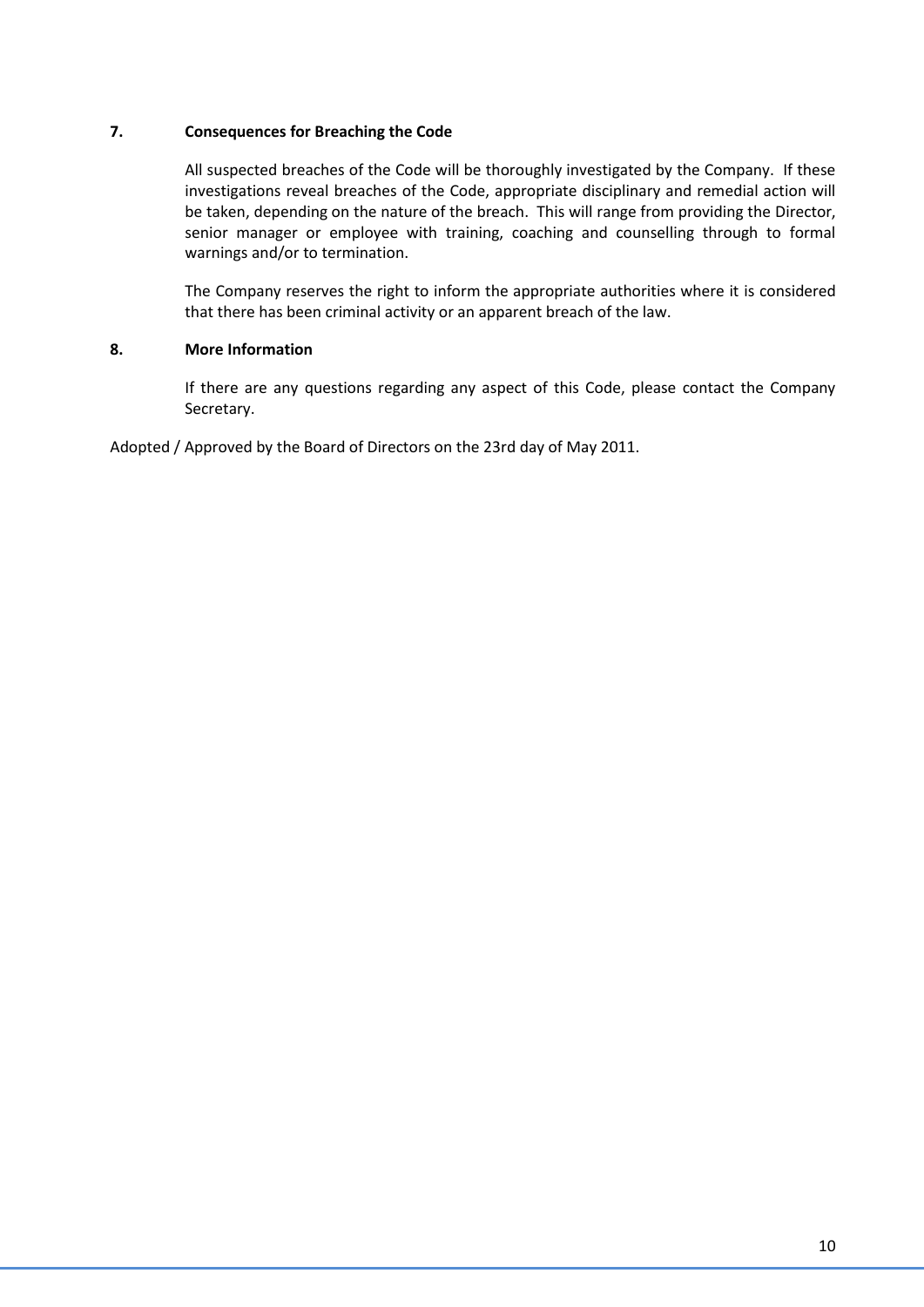## 7. Consequences for Breaching the Code

All suspected breaches of the Code will be thoroughly investigated by the Company. If these investigations reveal breaches of the Code, appropriate disciplinary and remedial action will be taken, depending on the nature of the breach. This will range from providing the Director, senior manager or employee with training, coaching and counselling through to formal warnings and/or to termination.

The Company reserves the right to inform the appropriate authorities where it is considered that there has been criminal activity or an apparent breach of the law.

## 8. More Information

If there are any questions regarding any aspect of this Code, please contact the Company Secretary.

Adopted / Approved by the Board of Directors on the 23rd day of May 2011.